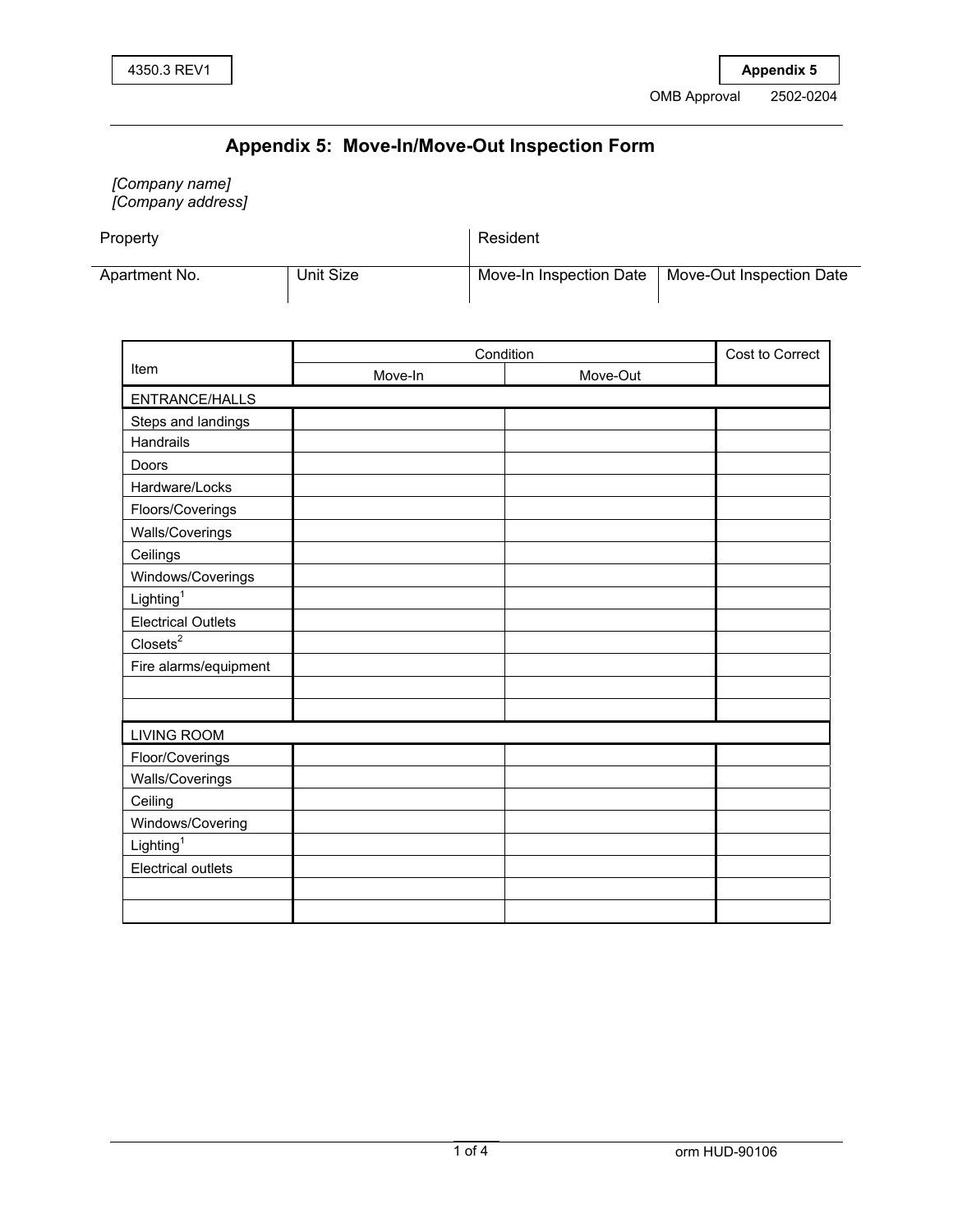4350.3 REV1

**Appendix 5**

OMB Approval 2502-0204

# Appendix 5: Move-In/Move-Out Inspection Form

*[Company name]*
*[Company address]*

| Property | | Resident | |
|---|---|---|---|
| Apartment No. | Unit Size | Move-In Inspection Date | Move-Out Inspection Date |

| Item | Condition | | Cost to Correct |
|---|---|---|---|
| | Move-In | Move-Out | |
| ENTRANCE/HALLS | | | |
| Steps and landings | | | |
| Handrails | | | |
| Doors | | | |
| Hardware/Locks | | | |
| Floors/Coverings | | | |
| Walls/Coverings | | | |
| Ceilings | | | |
| Windows/Coverings | | | |
| Lighting[1] | | | |
| Electrical Outlets | | | |
| Closets[2] | | | |
| Fire alarms/equipment | | | |
| | | | |
| | | | |
| LIVING ROOM | | | |
| Floor/Coverings | | | |
| Walls/Coverings | | | |
| Ceiling | | | |
| Windows/Covering | | | |
| Lighting[1] | | | |
| Electrical outlets | | | |
| | | | |
| | | | |

orm HUD-90106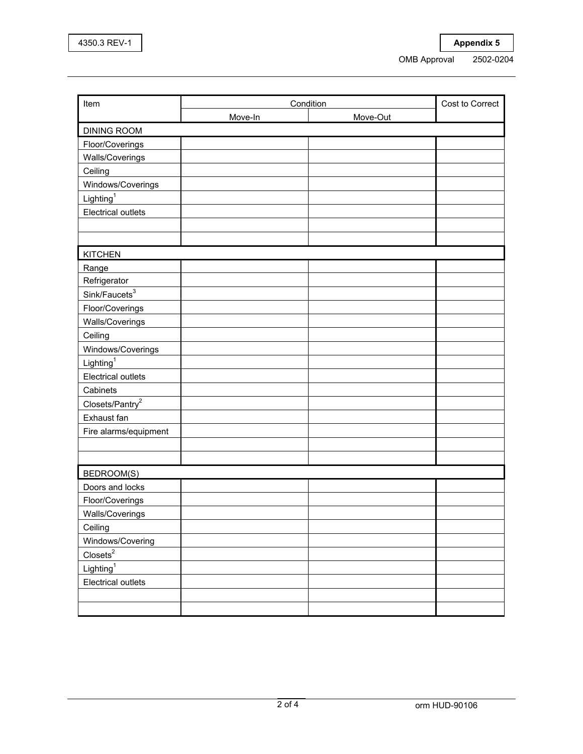| Item | Condition | | Cost to Correct |
|---|---|---|---|
| | Move-In | Move-Out | |
| DINING ROOM | | | |
| Floor/Coverings | | | |
| Walls/Coverings | | | |
| Ceiling | | | |
| Windows/Coverings | | | |
| Lighting[1] | | | |
| Electrical outlets | | | |
| | | | |
| | | | |
| KITCHEN | | | |
| Range | | | |
| Refrigerator | | | |
| Sink/Faucets[3] | | | |
| Floor/Coverings | | | |
| Walls/Coverings | | | |
| Ceiling | | | |
| Windows/Coverings | | | |
| Lighting[1] | | | |
| Electrical outlets | | | |
| Cabinets | | | |
| Closets/Pantry[2] | | | |
| Exhaust fan | | | |
| Fire alarms/equipment | | | |
| | | | |
| | | | |
| BEDROOM(S) | | | |
| Doors and locks | | | |
| Floor/Coverings | | | |
| Walls/Coverings | | | |
| Ceiling | | | |
| Windows/Covering | | | |
| Closets[2] | | | |
| Lighting[1] | | | |
| Electrical outlets | | | |
| | | | |
| | | | |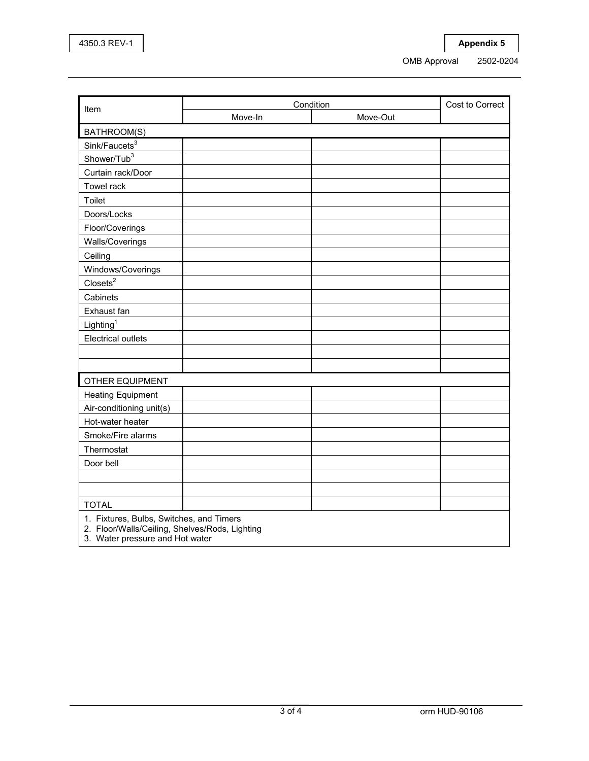| Item | Condition | | Cost to Correct |
|---|---|---|---|
| | Move-In | Move-Out | |
| BATHROOM(S) | | | |
| Sink/Faucets[3] | | | |
| Shower/Tub[3] | | | |
| Curtain rack/Door | | | |
| Towel rack | | | |
| Toilet | | | |
| Doors/Locks | | | |
| Floor/Coverings | | | |
| Walls/Coverings | | | |
| Ceiling | | | |
| Windows/Coverings | | | |
| Closets[2] | | | |
| Cabinets | | | |
| Exhaust fan | | | |
| Lighting[1] | | | |
| Electrical outlets | | | |
| | | | |
| | | | |
| OTHER EQUIPMENT | | | |
| Heating Equipment | | | |
| Air-conditioning unit(s) | | | |
| Hot-water heater | | | |
| Smoke/Fire alarms | | | |
| Thermostat | | | |
| Door bell | | | |
| | | | |
| | | | |
| TOTAL | | | |

1. Fixtures, Bulbs, Switches, and Timers
2. Floor/Walls/Ceiling, Shelves/Rods, Lighting
3. Water pressure and Hot water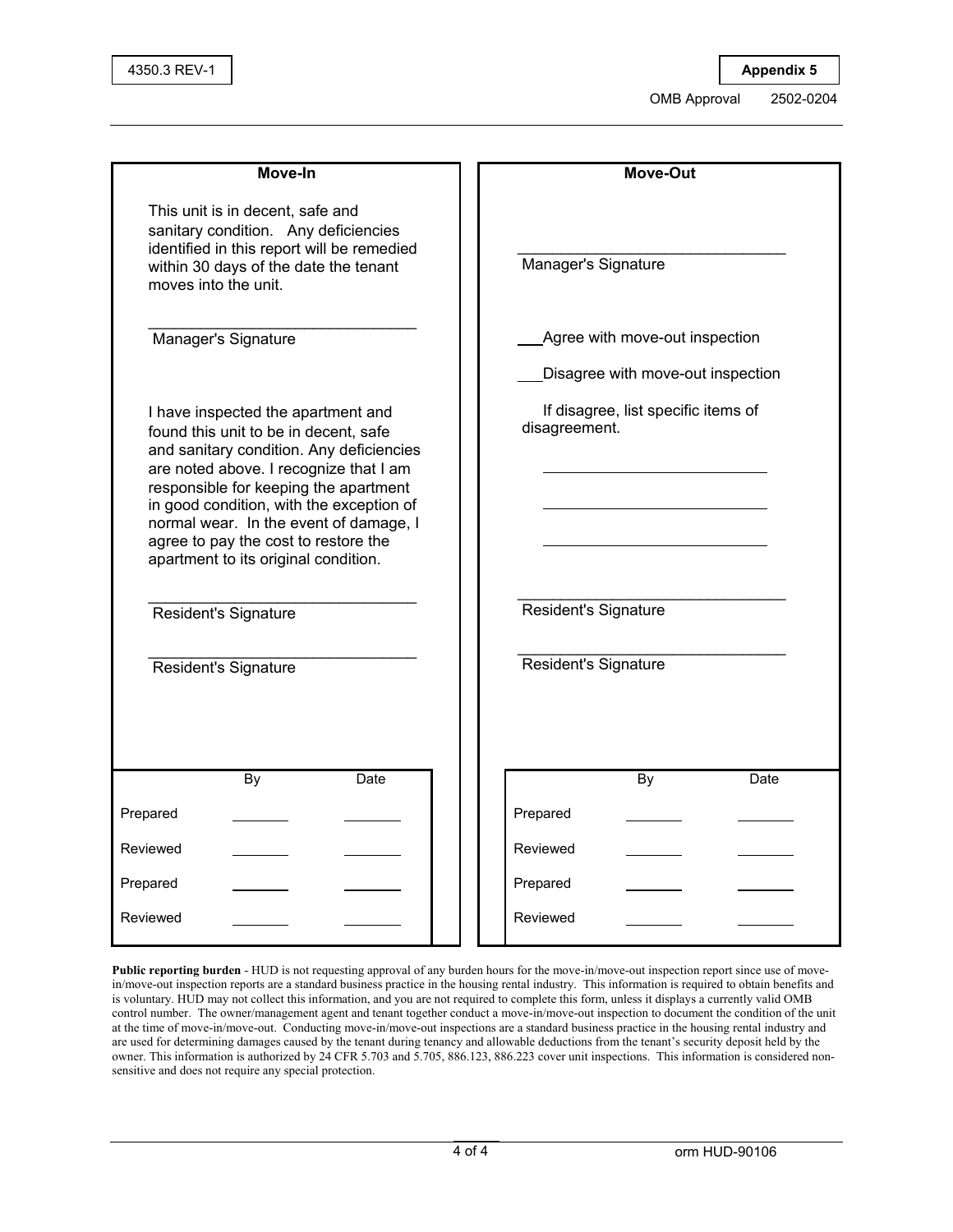## Move-In

This unit is in decent, safe and sanitary condition. Any deficiencies identified in this report will be remedied within 30 days of the date the tenant moves into the unit.

_______________________________
Manager's Signature

I have inspected the apartment and found this unit to be in decent, safe and sanitary condition. Any deficiencies are noted above. I recognize that I am responsible for keeping the apartment in good condition, with the exception of normal wear. In the event of damage, I agree to pay the cost to restore the apartment to its original condition.

_______________________________
Resident's Signature

_______________________________
Resident's Signature

| | By | Date |
|---|---|---|
| Prepared | _______ | _______ |
| Reviewed | _______ | _______ |
| Prepared | _______ | _______ |
| Reviewed | _______ | _______ |

## Move-Out

_______________________________
Manager's Signature

___Agree with move-out inspection

___Disagree with move-out inspection

If disagree, list specific items of disagreement.

__________________________

__________________________

__________________________

_______________________________
Resident's Signature

_______________________________
Resident's Signature

| | By | Date |
|---|---|---|
| Prepared | _______ | _______ |
| Reviewed | _______ | _______ |
| Prepared | _______ | _______ |
| Reviewed | _______ | _______ |

**Public reporting burden** - HUD is not requesting approval of any burden hours for the move-in/move-out inspection report since use of move-in/move-out inspection reports are a standard business practice in the housing rental industry. This information is required to obtain benefits and is voluntary. HUD may not collect this information, and you are not required to complete this form, unless it displays a currently valid OMB control number. The owner/management agent and tenant together conduct a move-in/move-out inspection to document the condition of the unit at the time of move-in/move-out. Conducting move-in/move-out inspections are a standard business practice in the housing rental industry and are used for determining damages caused by the tenant during tenancy and allowable deductions from the tenant's security deposit held by the owner. This information is authorized by 24 CFR 5.703 and 5.705, 886.123, 886.223 cover unit inspections. This information is considered non-sensitive and does not require any special protection.